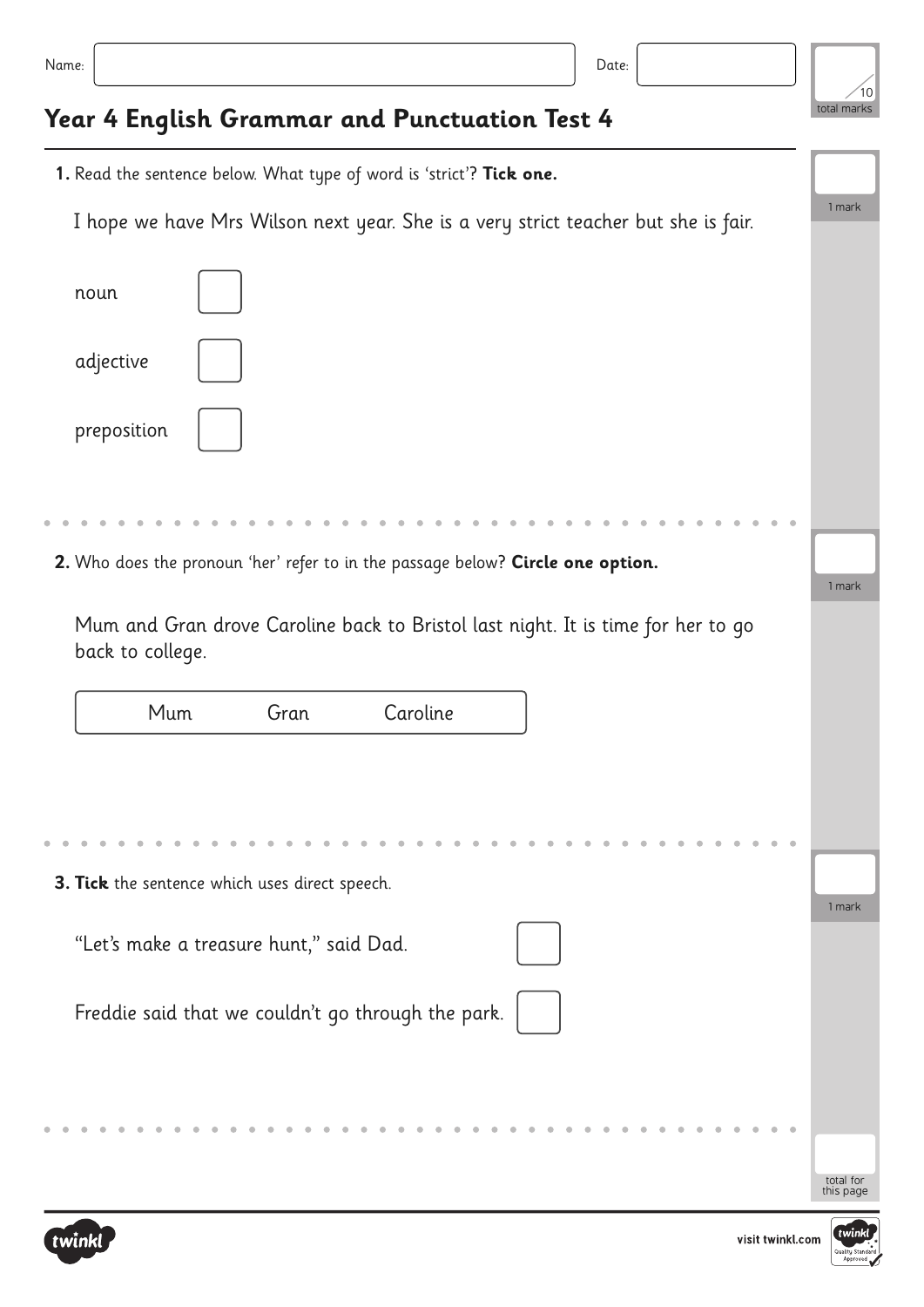Name: Date:

10 total marks

# Year 4 English Grammar and Punctuation Test 4

**1.** Read the sentence below. What type of word is 'strict'? **Tick one.**

1 mark

I hope we have Mrs Wilson next year. She is a very strict teacher but she is fair.

- noun ☐
- adjective ☐
- preposition ☐

**2.** Who does the pronoun 'her' refer to in the passage below? **Circle one option.**

1 mark

Mum and Gran drove Caroline back to Bristol last night. It is time for her to go back to college.

Mum Gran Caroline

**3.** **Tick** the sentence which uses direct speech.

1 mark

- "Let's make a treasure hunt," said Dad. ☐
- Freddie said that we couldn't go through the park. ☐

total for this page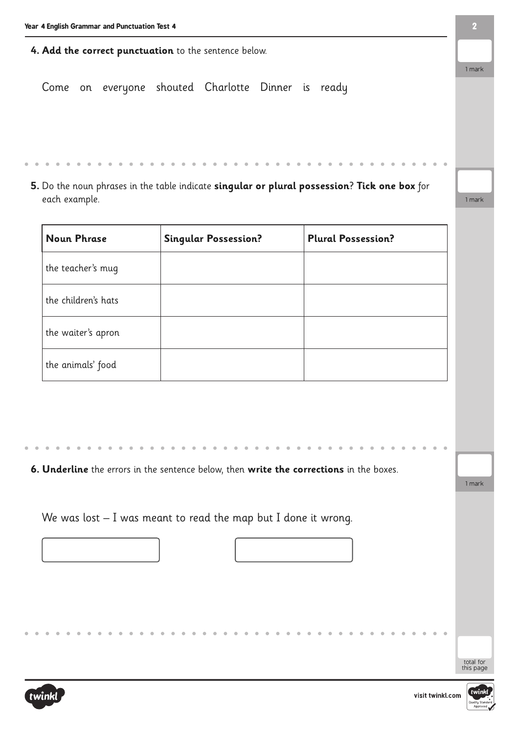**4. Add the correct punctuation** to the sentence below.

Come on everyone shouted Charlotte Dinner is ready

1 mark

**5.** Do the noun phrases in the table indicate **singular or plural possession**? **Tick one box** for each example.

1 mark

| Noun Phrase | Singular Possession? | Plural Possession? |
|---|---|---|
| the teacher's mug | | |
| the children's hats | | |
| the waiter's apron | | |
| the animals' food | | |

**6. Underline** the errors in the sentence below, then **write the corrections** in the boxes.

1 mark

We was lost – I was meant to read the map but I done it wrong.

total for this page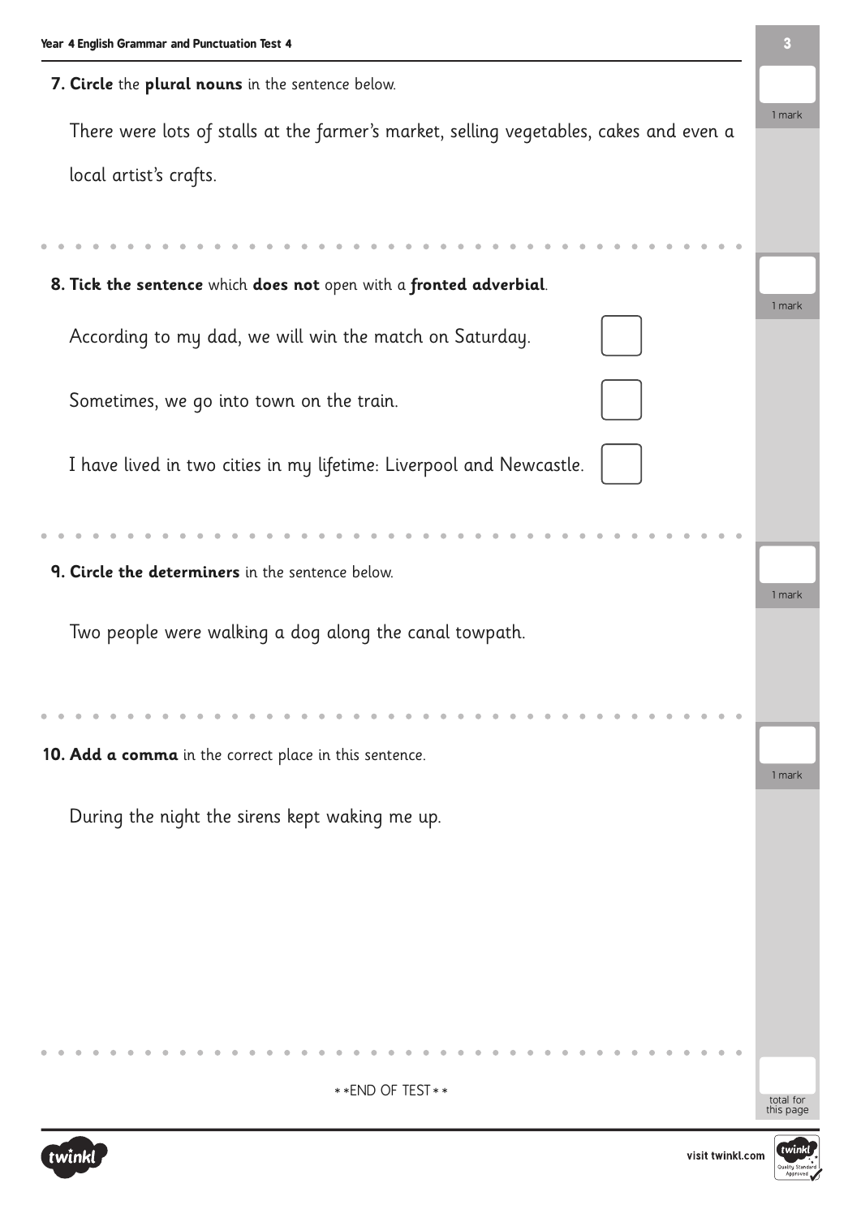**7. Circle** the **plural nouns** in the sentence below.

There were lots of stalls at the farmer's market, selling vegetables, cakes and even a local artist's crafts.

1 mark

**8. Tick the sentence** which **does not** open with a **fronted adverbial**.

According to my dad, we will win the match on Saturday. ☐

Sometimes, we go into town on the train. ☐

I have lived in two cities in my lifetime: Liverpool and Newcastle. ☐

1 mark

**9. Circle the determiners** in the sentence below.

Two people were walking a dog along the canal towpath.

1 mark

**10. Add a comma** in the correct place in this sentence.

During the night the sirens kept waking me up.

1 mark

**END OF TEST**

total for this page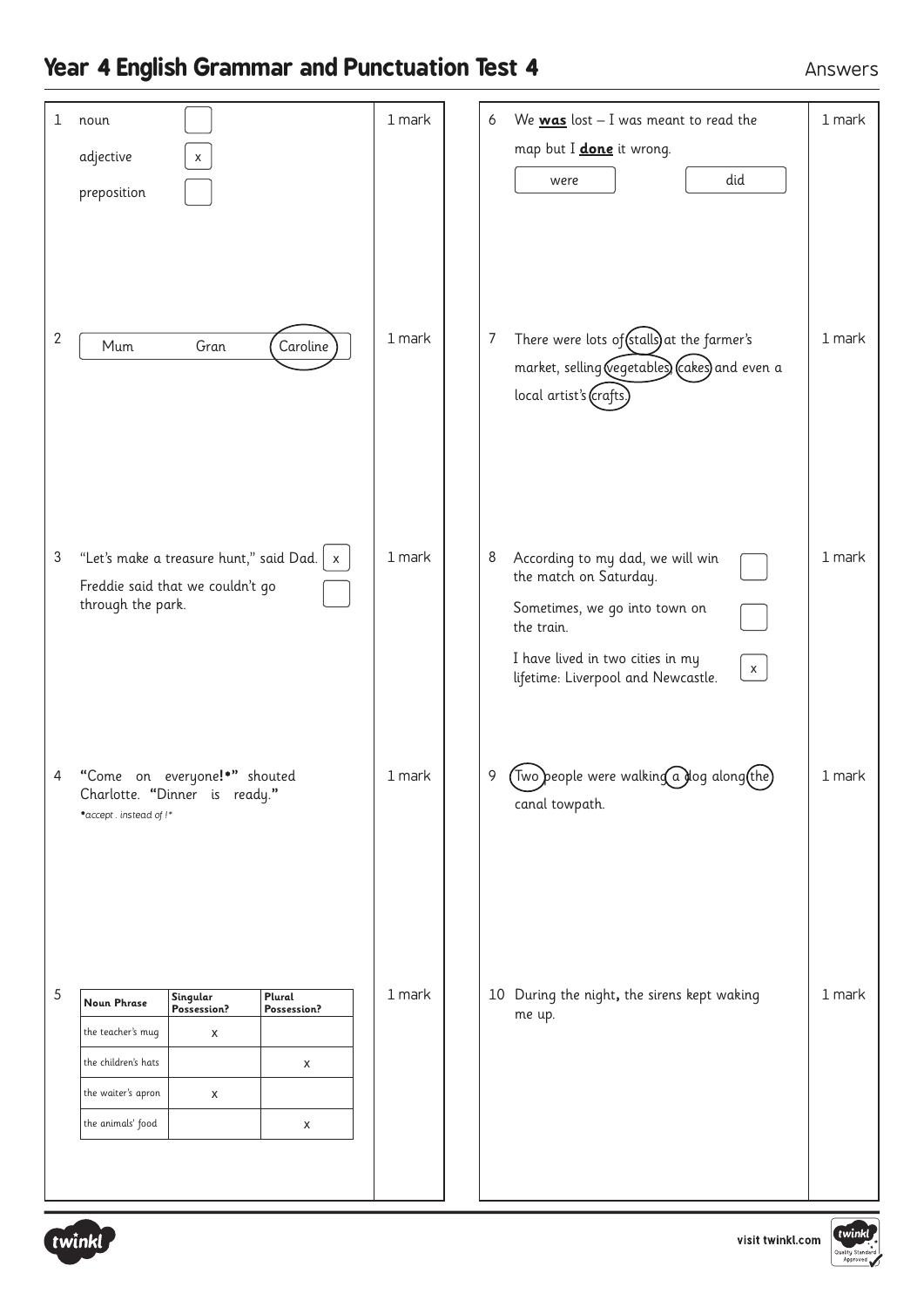# Year 4 English Grammar and Punctuation Test 4

Answers

**1** (1 mark)

noun [ ]

adjective [x]

preposition [ ]

**2** (1 mark)

Mum Gran (Caroline)

**3** (1 mark)

"Let's make a treasure hunt," said Dad. [x]

Freddie said that we couldn't go through the park. [ ]

**4** (1 mark)

**"**Come on everyone**!\*"** shouted Charlotte. **"**Dinner is ready.**"**

*\*accept . instead of !\**

**5** (1 mark)

| Noun Phrase | Singular Possession? | Plural Possession? |
|---|---|---|
| the teacher's mug | x | |
| the children's hats | | x |
| the waiter's apron | x | |
| the animals' food | | x |

**6** (1 mark)

We **was** lost – I was meant to read the map but I **done** it wrong.

were did

**7** (1 mark)

There were lots of (stalls) at the farmer's market, selling (vegetables), (cakes) and even a local artist's (crafts).

**8** (1 mark)

According to my dad, we will win the match on Saturday. [ ]

Sometimes, we go into town on the train. [ ]

I have lived in two cities in my lifetime: Liverpool and Newcastle. [x]

**9** (1 mark)

(Two) people were walking (a) dog along (the) canal towpath.

**10** (1 mark)

During the night**,** the sirens kept waking me up.